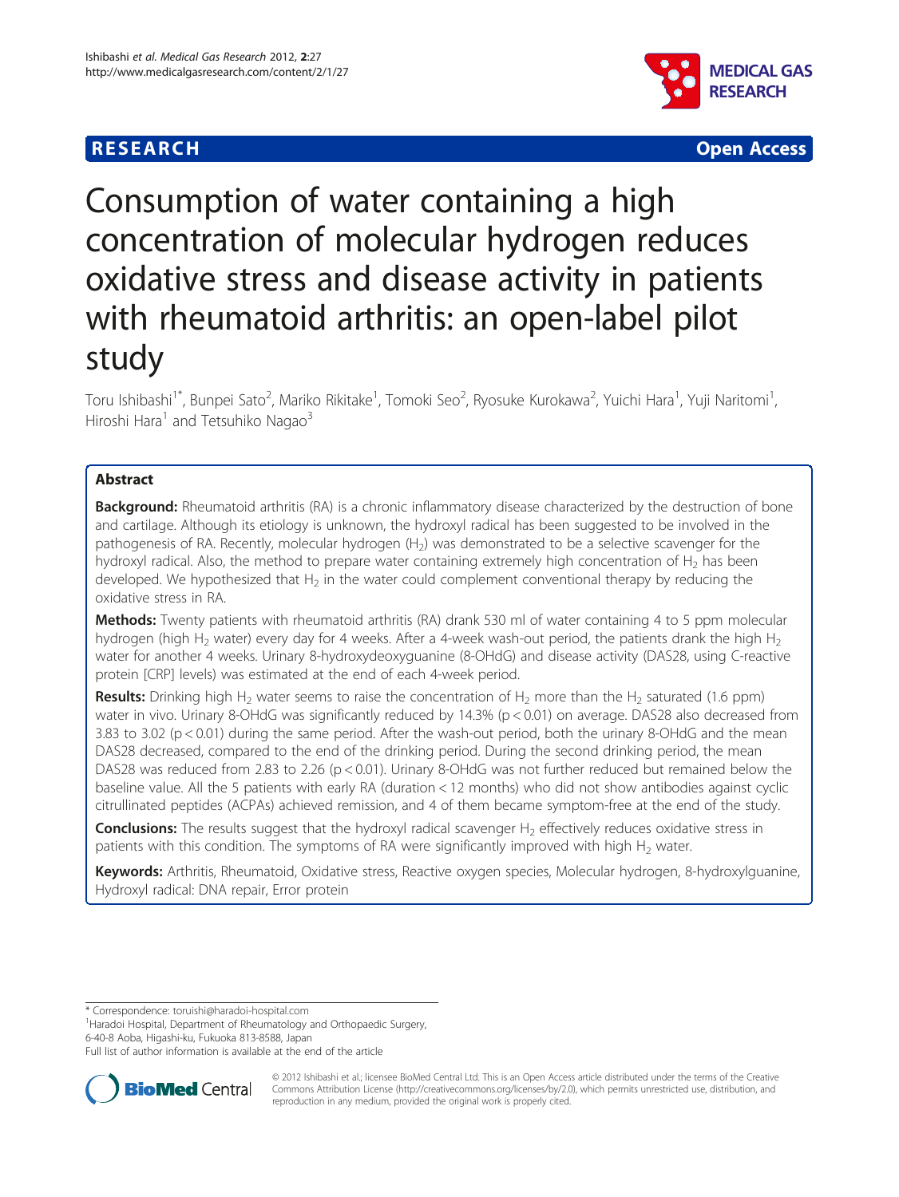**RESEARCH** **Open Access**

# Consumption of water containing a high concentration of molecular hydrogen reduces oxidative stress and disease activity in patients with rheumatoid arthritis: an open-label pilot study

Toru Ishibashi[1*], Bunpei Sato[2], Mariko Rikitake[1], Tomoki Seo[2], Ryosuke Kurokawa[2], Yuichi Hara[1], Yuji Naritomi[1], Hiroshi Hara[1] and Tetsuhiko Nagao[3]

## Abstract

**Background:** Rheumatoid arthritis (RA) is a chronic inflammatory disease characterized by the destruction of bone and cartilage. Although its etiology is unknown, the hydroxyl radical has been suggested to be involved in the pathogenesis of RA. Recently, molecular hydrogen ($H_2$) was demonstrated to be a selective scavenger for the hydroxyl radical. Also, the method to prepare water containing extremely high concentration of $H_2$ has been developed. We hypothesized that $H_2$ in the water could complement conventional therapy by reducing the oxidative stress in RA.

**Methods:** Twenty patients with rheumatoid arthritis (RA) drank 530 ml of water containing 4 to 5 ppm molecular hydrogen (high $H_2$ water) every day for 4 weeks. After a 4-week wash-out period, the patients drank the high $H_2$ water for another 4 weeks. Urinary 8-hydroxydeoxyguanine (8-OHdG) and disease activity (DAS28, using C-reactive protein [CRP] levels) was estimated at the end of each 4-week period.

**Results:** Drinking high $H_2$ water seems to raise the concentration of $H_2$ more than the $H_2$ saturated (1.6 ppm) water in vivo. Urinary 8-OHdG was significantly reduced by 14.3% ($p < 0.01$) on average. DAS28 also decreased from 3.83 to 3.02 ($p < 0.01$) during the same period. After the wash-out period, both the urinary 8-OHdG and the mean DAS28 decreased, compared to the end of the drinking period. During the second drinking period, the mean DAS28 was reduced from 2.83 to 2.26 ($p < 0.01$). Urinary 8-OHdG was not further reduced but remained below the baseline value. All the 5 patients with early RA (duration < 12 months) who did not show antibodies against cyclic citrullinated peptides (ACPAs) achieved remission, and 4 of them became symptom-free at the end of the study.

**Conclusions:** The results suggest that the hydroxyl radical scavenger $H_2$ effectively reduces oxidative stress in patients with this condition. The symptoms of RA were significantly improved with high $H_2$ water.

**Keywords:** Arthritis, Rheumatoid, Oxidative stress, Reactive oxygen species, Molecular hydrogen, 8-hydroxylguanine, Hydroxyl radical: DNA repair, Error protein

---

* Correspondence: toruishi@haradoi-hospital.com
[1]Haradoi Hospital, Department of Rheumatology and Orthopaedic Surgery, 6-40-8 Aoba, Higashi-ku, Fukuoka 813-8588, Japan
Full list of author information is available at the end of the article

© 2012 Ishibashi et al.; licensee BioMed Central Ltd. This is an Open Access article distributed under the terms of the Creative Commons Attribution License (http://creativecommons.org/licenses/by/2.0), which permits unrestricted use, distribution, and reproduction in any medium, provided the original work is properly cited.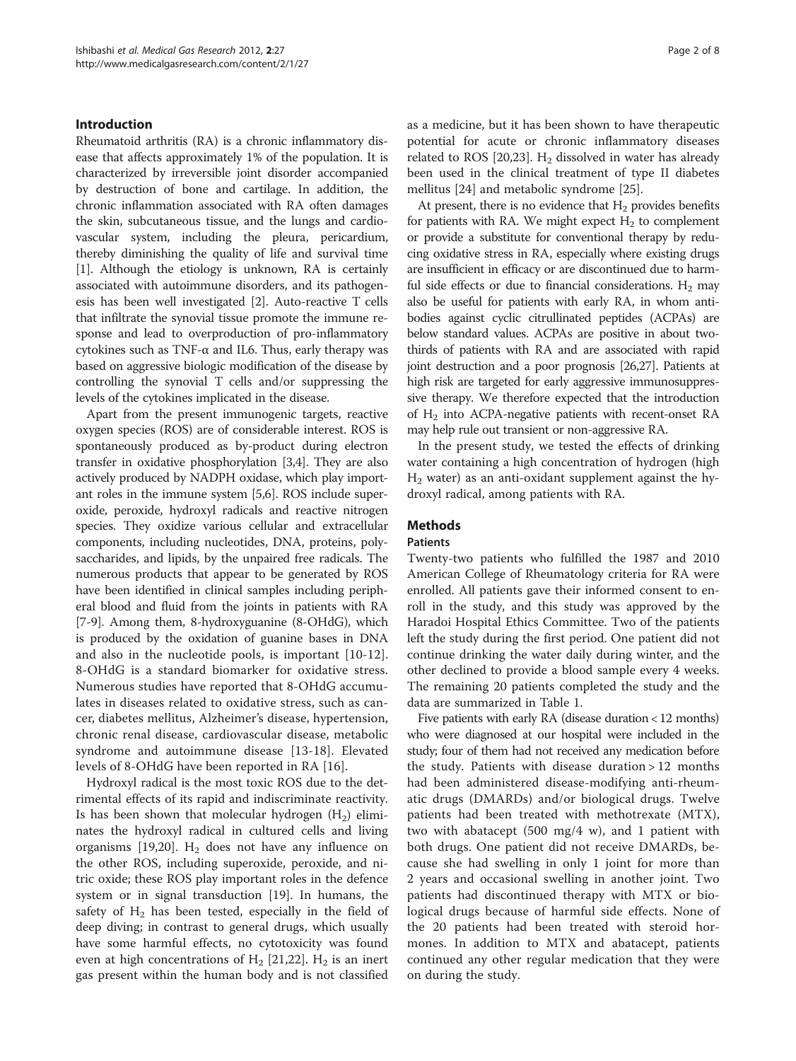## Introduction

Rheumatoid arthritis (RA) is a chronic inflammatory disease that affects approximately 1% of the population. It is characterized by irreversible joint disorder accompanied by destruction of bone and cartilage. In addition, the chronic inflammation associated with RA often damages the skin, subcutaneous tissue, and the lungs and cardiovascular system, including the pleura, pericardium, thereby diminishing the quality of life and survival time [1]. Although the etiology is unknown, RA is certainly associated with autoimmune disorders, and its pathogenesis has been well investigated [2]. Auto-reactive T cells that infiltrate the synovial tissue promote the immune response and lead to overproduction of pro-inflammatory cytokines such as TNF-α and IL6. Thus, early therapy was based on aggressive biologic modification of the disease by controlling the synovial T cells and/or suppressing the levels of the cytokines implicated in the disease.

Apart from the present immunogenic targets, reactive oxygen species (ROS) are of considerable interest. ROS is spontaneously produced as by-product during electron transfer in oxidative phosphorylation [3,4]. They are also actively produced by NADPH oxidase, which play important roles in the immune system [5,6]. ROS include superoxide, peroxide, hydroxyl radicals and reactive nitrogen species. They oxidize various cellular and extracellular components, including nucleotides, DNA, proteins, polysaccharides, and lipids, by the unpaired free radicals. The numerous products that appear to be generated by ROS have been identified in clinical samples including peripheral blood and fluid from the joints in patients with RA [7-9]. Among them, 8-hydroxyguanine (8-OHdG), which is produced by the oxidation of guanine bases in DNA and also in the nucleotide pools, is important [10-12]. 8-OHdG is a standard biomarker for oxidative stress. Numerous studies have reported that 8-OHdG accumulates in diseases related to oxidative stress, such as cancer, diabetes mellitus, Alzheimer's disease, hypertension, chronic renal disease, cardiovascular disease, metabolic syndrome and autoimmune disease [13-18]. Elevated levels of 8-OHdG have been reported in RA [16].

Hydroxyl radical is the most toxic ROS due to the detrimental effects of its rapid and indiscriminate reactivity. Is has been shown that molecular hydrogen ($H_2$) eliminates the hydroxyl radical in cultured cells and living organisms [19,20]. $H_2$ does not have any influence on the other ROS, including superoxide, peroxide, and nitric oxide; these ROS play important roles in the defence system or in signal transduction [19]. In humans, the safety of $H_2$ has been tested, especially in the field of deep diving; in contrast to general drugs, which usually have some harmful effects, no cytotoxicity was found even at high concentrations of $H_2$ [21,22]. $H_2$ is an inert gas present within the human body and is not classified as a medicine, but it has been shown to have therapeutic potential for acute or chronic inflammatory diseases related to ROS [20,23]. $H_2$ dissolved in water has already been used in the clinical treatment of type II diabetes mellitus [24] and metabolic syndrome [25].

At present, there is no evidence that $H_2$ provides benefits for patients with RA. We might expect $H_2$ to complement or provide a substitute for conventional therapy by reducing oxidative stress in RA, especially where existing drugs are insufficient in efficacy or are discontinued due to harmful side effects or due to financial considerations. $H_2$ may also be useful for patients with early RA, in whom antibodies against cyclic citrullinated peptides (ACPAs) are below standard values. ACPAs are positive in about two-thirds of patients with RA and are associated with rapid joint destruction and a poor prognosis [26,27]. Patients at high risk are targeted for early aggressive immunosuppressive therapy. We therefore expected that the introduction of $H_2$ into ACPA-negative patients with recent-onset RA may help rule out transient or non-aggressive RA.

In the present study, we tested the effects of drinking water containing a high concentration of hydrogen (high $H_2$ water) as an anti-oxidant supplement against the hydroxyl radical, among patients with RA.

## Methods

### Patients

Twenty-two patients who fulfilled the 1987 and 2010 American College of Rheumatology criteria for RA were enrolled. All patients gave their informed consent to enroll in the study, and this study was approved by the Haradoi Hospital Ethics Committee. Two of the patients left the study during the first period. One patient did not continue drinking the water daily during winter, and the other declined to provide a blood sample every 4 weeks. The remaining 20 patients completed the study and the data are summarized in Table 1.

Five patients with early RA (disease duration < 12 months) who were diagnosed at our hospital were included in the study; four of them had not received any medication before the study. Patients with disease duration > 12 months had been administered disease-modifying anti-rheumatic drugs (DMARDs) and/or biological drugs. Twelve patients had been treated with methotrexate (MTX), two with abatacept (500 mg/4 w), and 1 patient with both drugs. One patient did not receive DMARDs, because she had swelling in only 1 joint for more than 2 years and occasional swelling in another joint. Two patients had discontinued therapy with MTX or biological drugs because of harmful side effects. None of the 20 patients had been treated with steroid hormones. In addition to MTX and abatacept, patients continued any other regular medication that they were on during the study.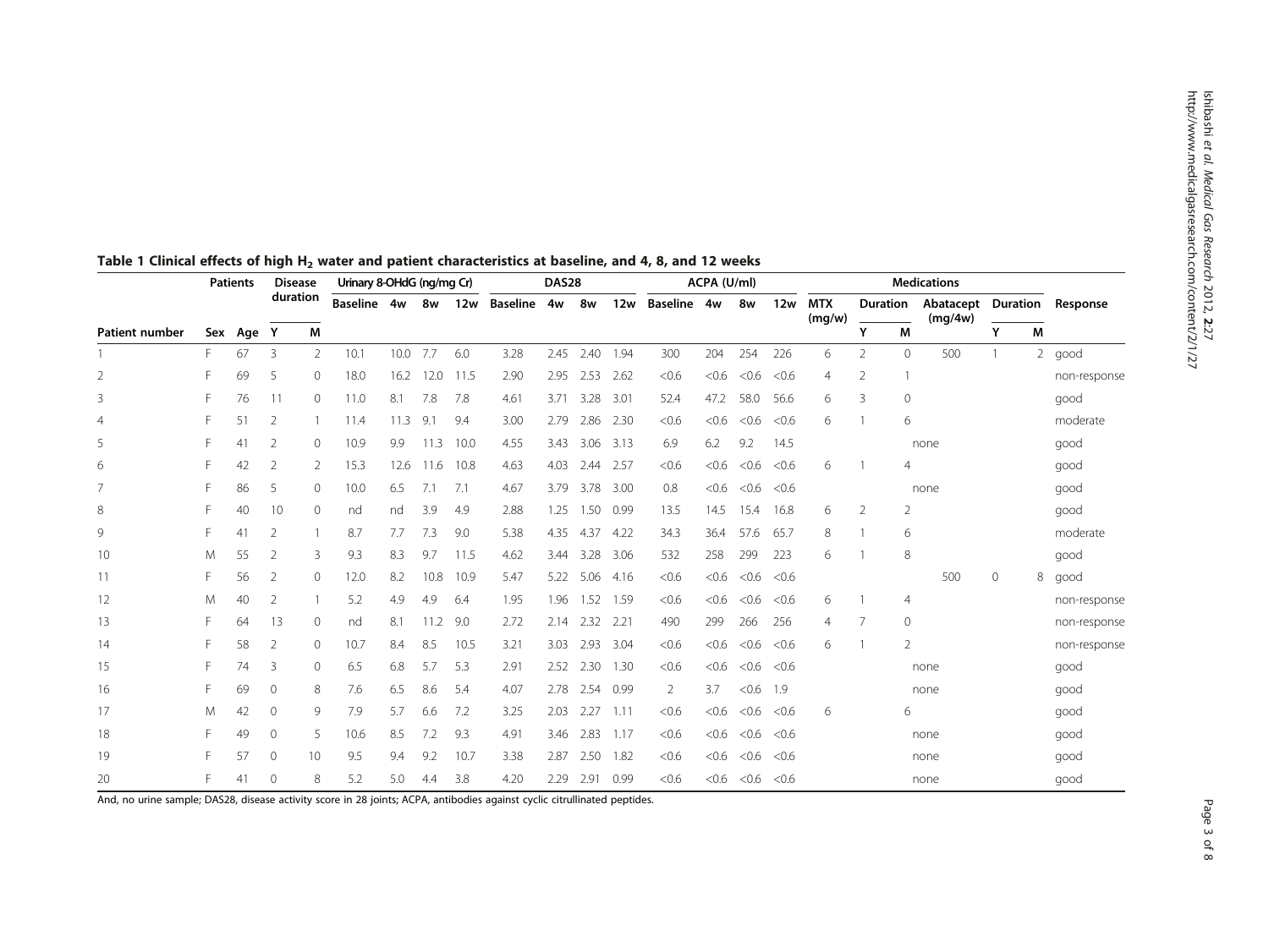**Table 1 Clinical effects of high $H_2$ water and patient characteristics at baseline, and 4, 8, and 12 weeks**

| | Patients | | Disease duration | | Urinary 8-OHdG (ng/mg Cr) | | | | DAS28 | | | | ACPA (U/ml) | | | | Medications | | | | | | Response |
|---|---|---|---|---|---|---|---|---|---|---|---|---|---|---|---|---|---|---|---|---|---|---|---|
| | | | | | Baseline | 4w | 8w | 12w | Baseline | 4w | 8w | 12w | Baseline | 4w | 8w | 12w | MTX (mg/w) | Duration | | Abatacept (mg/4w) | Duration | | |
| Patient number | Sex | Age | Y | M | | | | | | | | | | | | | | Y | M | | Y | M | |
| 1 | F | 67 | 3 | 2 | 10.1 | 10.0 | 7.7 | 6.0 | 3.28 | 2.45 | 2.40 | 1.94 | 300 | 204 | 254 | 226 | 6 | 2 | 0 | 500 | 1 | 2 | good |
| 2 | F | 69 | 5 | 0 | 18.0 | 16.2 | 12.0 | 11.5 | 2.90 | 2.95 | 2.53 | 2.62 | <0.6 | <0.6 | <0.6 | <0.6 | 4 | 2 | 1 | | | | non-response |
| 3 | F | 76 | 11 | 0 | 11.0 | 8.1 | 7.8 | 7.8 | 4.61 | 3.71 | 3.28 | 3.01 | 52.4 | 47.2 | 58.0 | 56.6 | 6 | 3 | 0 | | | | good |
| 4 | F | 51 | 2 | 1 | 11.4 | 11.3 | 9.1 | 9.4 | 3.00 | 2.79 | 2.86 | 2.30 | <0.6 | <0.6 | <0.6 | <0.6 | 6 | 1 | 6 | | | | moderate |
| 5 | F | 41 | 2 | 0 | 10.9 | 9.9 | 11.3 | 10.0 | 4.55 | 3.43 | 3.06 | 3.13 | 6.9 | 6.2 | 9.2 | 14.5 | | | | none | | | good |
| 6 | F | 42 | 2 | 2 | 15.3 | 12.6 | 11.6 | 10.8 | 4.63 | 4.03 | 2.44 | 2.57 | <0.6 | <0.6 | <0.6 | <0.6 | 6 | 1 | 4 | | | | good |
| 7 | F | 86 | 5 | 0 | 10.0 | 6.5 | 7.1 | 7.1 | 4.67 | 3.79 | 3.78 | 3.00 | 0.8 | <0.6 | <0.6 | <0.6 | | | | none | | | good |
| 8 | F | 40 | 10 | 0 | nd | nd | 3.9 | 4.9 | 2.88 | 1.25 | 1.50 | 0.99 | 13.5 | 14.5 | 15.4 | 16.8 | 6 | 2 | 2 | | | | good |
| 9 | F | 41 | 2 | 1 | 8.7 | 7.7 | 7.3 | 9.0 | 5.38 | 4.35 | 4.37 | 4.22 | 34.3 | 36.4 | 57.6 | 65.7 | 8 | 1 | 6 | | | | moderate |
| 10 | M | 55 | 2 | 3 | 9.3 | 8.3 | 9.7 | 11.5 | 4.62 | 3.44 | 3.28 | 3.06 | 532 | 258 | 299 | 223 | 6 | 1 | 8 | | | | good |
| 11 | F | 56 | 2 | 0 | 12.0 | 8.2 | 10.8 | 10.9 | 5.47 | 5.22 | 5.06 | 4.16 | <0.6 | <0.6 | <0.6 | <0.6 | | | | 500 | 0 | 8 | good |
| 12 | M | 40 | 2 | 1 | 5.2 | 4.9 | 4.9 | 6.4 | 1.95 | 1.96 | 1.52 | 1.59 | <0.6 | <0.6 | <0.6 | <0.6 | 6 | 1 | 4 | | | | non-response |
| 13 | F | 64 | 13 | 0 | nd | 8.1 | 11.2 | 9.0 | 2.72 | 2.14 | 2.32 | 2.21 | 490 | 299 | 266 | 256 | 4 | 7 | 0 | | | | non-response |
| 14 | F | 58 | 2 | 0 | 10.7 | 8.4 | 8.5 | 10.5 | 3.21 | 3.03 | 2.93 | 3.04 | <0.6 | <0.6 | <0.6 | <0.6 | 6 | 1 | 2 | | | | non-response |
| 15 | F | 74 | 3 | 0 | 6.5 | 6.8 | 5.7 | 5.3 | 2.91 | 2.52 | 2.30 | 1.30 | <0.6 | <0.6 | <0.6 | <0.6 | | | | none | | | good |
| 16 | F | 69 | 0 | 8 | 7.6 | 6.5 | 8.6 | 5.4 | 4.07 | 2.78 | 2.54 | 0.99 | 2 | 3.7 | <0.6 | 1.9 | | | | none | | | good |
| 17 | M | 42 | 0 | 9 | 7.9 | 5.7 | 6.6 | 7.2 | 3.25 | 2.03 | 2.27 | 1.11 | <0.6 | <0.6 | <0.6 | <0.6 | 6 | | 6 | | | | good |
| 18 | F | 49 | 0 | 5 | 10.6 | 8.5 | 7.2 | 9.3 | 4.91 | 3.46 | 2.83 | 1.17 | <0.6 | <0.6 | <0.6 | <0.6 | | | | none | | | good |
| 19 | F | 57 | 0 | 10 | 9.5 | 9.4 | 9.2 | 10.7 | 3.38 | 2.87 | 2.50 | 1.82 | <0.6 | <0.6 | <0.6 | <0.6 | | | | none | | | good |
| 20 | F | 41 | 0 | 8 | 5.2 | 5.0 | 4.4 | 3.8 | 4.20 | 2.29 | 2.91 | 0.99 | <0.6 | <0.6 | <0.6 | <0.6 | | | | none | | | good |

And, no urine sample; DAS28, disease activity score in 28 joints; ACPA, antibodies against cyclic citrullinated peptides.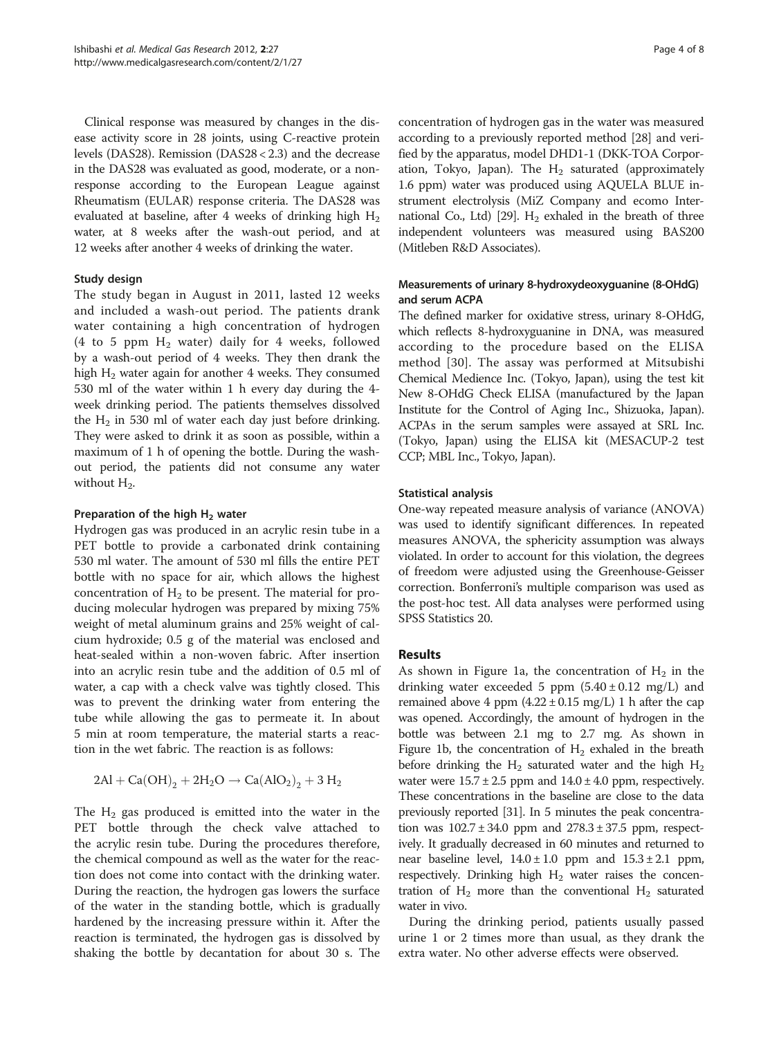Clinical response was measured by changes in the disease activity score in 28 joints, using C-reactive protein levels (DAS28). Remission (DAS28 < 2.3) and the decrease in the DAS28 was evaluated as good, moderate, or a nonresponse according to the European League against Rheumatism (EULAR) response criteria. The DAS28 was evaluated at baseline, after 4 weeks of drinking high $H_2$ water, at 8 weeks after the wash-out period, and at 12 weeks after another 4 weeks of drinking the water.

### Study design

The study began in August in 2011, lasted 12 weeks and included a wash-out period. The patients drank water containing a high concentration of hydrogen (4 to 5 ppm $H_2$ water) daily for 4 weeks, followed by a wash-out period of 4 weeks. They then drank the high $H_2$ water again for another 4 weeks. They consumed 530 ml of the water within 1 h every day during the 4-week drinking period. The patients themselves dissolved the $H_2$ in 530 ml of water each day just before drinking. They were asked to drink it as soon as possible, within a maximum of 1 h of opening the bottle. During the wash-out period, the patients did not consume any water without $H_2$.

### Preparation of the high $H_2$ water

Hydrogen gas was produced in an acrylic resin tube in a PET bottle to provide a carbonated drink containing 530 ml water. The amount of 530 ml fills the entire PET bottle with no space for air, which allows the highest concentration of $H_2$ to be present. The material for producing molecular hydrogen was prepared by mixing 75% weight of metal aluminum grains and 25% weight of calcium hydroxide; 0.5 g of the material was enclosed and heat-sealed within a non-woven fabric. After insertion into an acrylic resin tube and the addition of 0.5 ml of water, a cap with a check valve was tightly closed. This was to prevent the drinking water from entering the tube while allowing the gas to permeate it. In about 5 min at room temperature, the material starts a reaction in the wet fabric. The reaction is as follows:

$$2Al + Ca(OH)_2 + 2H_2O \rightarrow Ca(AlO_2)_2 + 3\ H_2$$

The $H_2$ gas produced is emitted into the water in the PET bottle through the check valve attached to the acrylic resin tube. During the procedures therefore, the chemical compound as well as the water for the reaction does not come into contact with the drinking water. During the reaction, the hydrogen gas lowers the surface of the water in the standing bottle, which is gradually hardened by the increasing pressure within it. After the reaction is terminated, the hydrogen gas is dissolved by shaking the bottle by decantation for about 30 s. The concentration of hydrogen gas in the water was measured according to a previously reported method [28] and verified by the apparatus, model DHD1-1 (DKK-TOA Corporation, Tokyo, Japan). The $H_2$ saturated (approximately 1.6 ppm) water was produced using AQUELA BLUE instrument electrolysis (MiZ Company and ecomo International Co., Ltd) [29]. $H_2$ exhaled in the breath of three independent volunteers was measured using BAS200 (Mitleben R&D Associates).

### Measurements of urinary 8-hydroxydeoxyguanine (8-OHdG) and serum ACPA

The defined marker for oxidative stress, urinary 8-OHdG, which reflects 8-hydroxyguanine in DNA, was measured according to the procedure based on the ELISA method [30]. The assay was performed at Mitsubishi Chemical Medience Inc. (Tokyo, Japan), using the test kit New 8-OHdG Check ELISA (manufactured by the Japan Institute for the Control of Aging Inc., Shizuoka, Japan). ACPAs in the serum samples were assayed at SRL Inc. (Tokyo, Japan) using the ELISA kit (MESACUP-2 test CCP; MBL Inc., Tokyo, Japan).

### Statistical analysis

One-way repeated measure analysis of variance (ANOVA) was used to identify significant differences. In repeated measures ANOVA, the sphericity assumption was always violated. In order to account for this violation, the degrees of freedom were adjusted using the Greenhouse-Geisser correction. Bonferroni's multiple comparison was used as the post-hoc test. All data analyses were performed using SPSS Statistics 20.

## Results

As shown in Figure 1a, the concentration of $H_2$ in the drinking water exceeded 5 ppm ($5.40 \pm 0.12$ mg/L) and remained above 4 ppm ($4.22 \pm 0.15$ mg/L) 1 h after the cap was opened. Accordingly, the amount of hydrogen in the bottle was between 2.1 mg to 2.7 mg. As shown in Figure 1b, the concentration of $H_2$ exhaled in the breath before drinking the $H_2$ saturated water and the high $H_2$ water were $15.7 \pm 2.5$ ppm and $14.0 \pm 4.0$ ppm, respectively. These concentrations in the baseline are close to the data previously reported [31]. In 5 minutes the peak concentration was $102.7 \pm 34.0$ ppm and $278.3 \pm 37.5$ ppm, respectively. It gradually decreased in 60 minutes and returned to near baseline level, $14.0 \pm 1.0$ ppm and $15.3 \pm 2.1$ ppm, respectively. Drinking high $H_2$ water raises the concentration of $H_2$ more than the conventional $H_2$ saturated water in vivo.

During the drinking period, patients usually passed urine 1 or 2 times more than usual, as they drank the extra water. No other adverse effects were observed.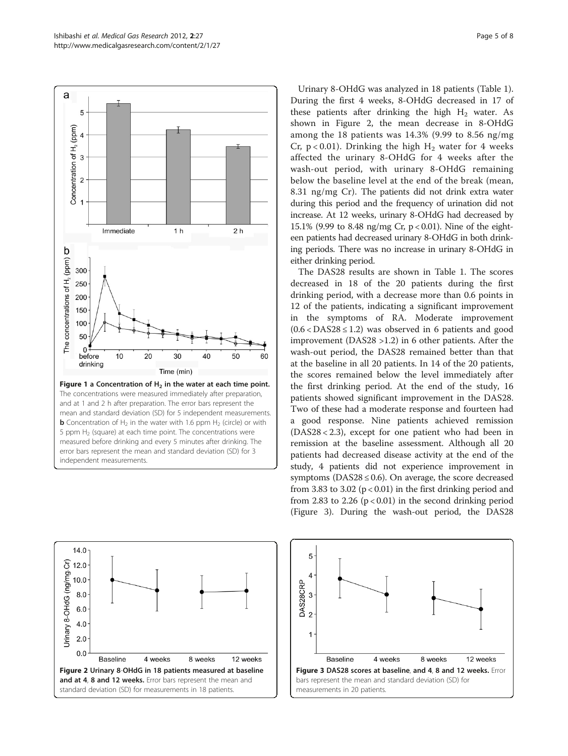Figure 1 a Concentration of $H_2$ in the water at each time point. The concentrations were measured immediately after preparation, and at 1 and 2 h after preparation. The error bars represent the mean and standard deviation (SD) for 5 independent measurements. **b** Concentration of $H_2$ in the water with 1.6 ppm $H_2$ (circle) or with 5 ppm $H_2$ (square) at each time point. The concentrations were measured before drinking and every 5 minutes after drinking. The error bars represent the mean and standard deviation (SD) for 3 independent measurements.

Urinary 8-OHdG was analyzed in 18 patients (Table 1). During the first 4 weeks, 8-OHdG decreased in 17 of these patients after drinking the high $H_2$ water. As shown in Figure 2, the mean decrease in 8-OHdG among the 18 patients was 14.3% (9.99 to 8.56 ng/mg Cr, $p < 0.01$). Drinking the high $H_2$ water for 4 weeks affected the urinary 8-OHdG for 4 weeks after the wash-out period, with urinary 8-OHdG remaining below the baseline level at the end of the break (mean, 8.31 ng/mg Cr). The patients did not drink extra water during this period and the frequency of urination did not increase. At 12 weeks, urinary 8-OHdG had decreased by 15.1% (9.99 to 8.48 ng/mg Cr, $p < 0.01$). Nine of the eighteen patients had decreased urinary 8-OHdG in both drinking periods. There was no increase in urinary 8-OHdG in either drinking period.

The DAS28 results are shown in Table 1. The scores decreased in 18 of the 20 patients during the first drinking period, with a decrease more than 0.6 points in 12 of the patients, indicating a significant improvement in the symptoms of RA. Moderate improvement ($0.6 < \text{DAS28} \leq 1.2$) was observed in 6 patients and good improvement (DAS28 >1.2) in 6 other patients. After the wash-out period, the DAS28 remained better than that at the baseline in all 20 patients. In 14 of the 20 patients, the scores remained below the level immediately after the first drinking period. At the end of the study, 16 patients showed significant improvement in the DAS28. Two of these had a moderate response and fourteen had a good response. Nine patients achieved remission (DAS28 < 2.3), except for one patient who had been in remission at the baseline assessment. Although all 20 patients had decreased disease activity at the end of the study, 4 patients did not experience improvement in symptoms ($\text{DAS28} \leq 0.6$). On average, the score decreased from 3.83 to 3.02 ($p < 0.01$) in the first drinking period and from 2.83 to 2.26 ($p < 0.01$) in the second drinking period (Figure 3). During the wash-out period, the DAS28

**Figure 2 Urinary 8-OHdG in 18 patients measured at baseline and at 4, 8 and 12 weeks.** Error bars represent the mean and standard deviation (SD) for measurements in 18 patients.

**Figure 3 DAS28 scores at baseline, and 4, 8 and 12 weeks.** Error bars represent the mean and standard deviation (SD) for measurements in 20 patients.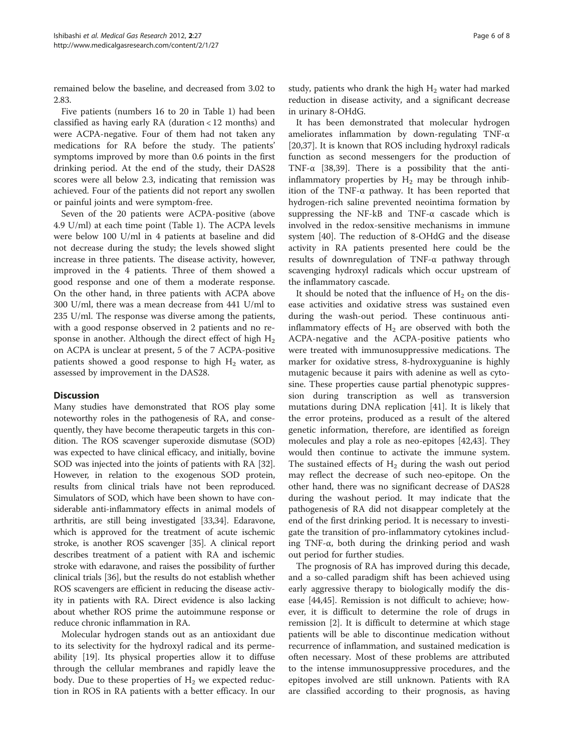remained below the baseline, and decreased from 3.02 to 2.83.

Five patients (numbers 16 to 20 in Table 1) had been classified as having early RA (duration < 12 months) and were ACPA-negative. Four of them had not taken any medications for RA before the study. The patients' symptoms improved by more than 0.6 points in the first drinking period. At the end of the study, their DAS28 scores were all below 2.3, indicating that remission was achieved. Four of the patients did not report any swollen or painful joints and were symptom-free.

Seven of the 20 patients were ACPA-positive (above 4.9 U/ml) at each time point (Table 1). The ACPA levels were below 100 U/ml in 4 patients at baseline and did not decrease during the study; the levels showed slight increase in three patients. The disease activity, however, improved in the 4 patients. Three of them showed a good response and one of them a moderate response. On the other hand, in three patients with ACPA above 300 U/ml, there was a mean decrease from 441 U/ml to 235 U/ml. The response was diverse among the patients, with a good response observed in 2 patients and no response in another. Although the direct effect of high $H_2$ on ACPA is unclear at present, 5 of the 7 ACPA-positive patients showed a good response to high $H_2$ water, as assessed by improvement in the DAS28.

## Discussion

Many studies have demonstrated that ROS play some noteworthy roles in the pathogenesis of RA, and consequently, they have become therapeutic targets in this condition. The ROS scavenger superoxide dismutase (SOD) was expected to have clinical efficacy, and initially, bovine SOD was injected into the joints of patients with RA [32]. However, in relation to the exogenous SOD protein, results from clinical trials have not been reproduced. Simulators of SOD, which have been shown to have considerable anti-inflammatory effects in animal models of arthritis, are still being investigated [33,34]. Edaravone, which is approved for the treatment of acute ischemic stroke, is another ROS scavenger [35]. A clinical report describes treatment of a patient with RA and ischemic stroke with edaravone, and raises the possibility of further clinical trials [36], but the results do not establish whether ROS scavengers are efficient in reducing the disease activity in patients with RA. Direct evidence is also lacking about whether ROS prime the autoimmune response or reduce chronic inflammation in RA.

Molecular hydrogen stands out as an antioxidant due to its selectivity for the hydroxyl radical and its permeability [19]. Its physical properties allow it to diffuse through the cellular membranes and rapidly leave the body. Due to these properties of $H_2$ we expected reduction in ROS in RA patients with a better efficacy. In our study, patients who drank the high $H_2$ water had marked reduction in disease activity, and a significant decrease in urinary 8-OHdG.

It has been demonstrated that molecular hydrogen ameliorates inflammation by down-regulating TNF-α [20,37]. It is known that ROS including hydroxyl radicals function as second messengers for the production of TNF-α [38,39]. There is a possibility that the anti-inflammatory properties by $H_2$ may be through inhibition of the TNF-α pathway. It has been reported that hydrogen-rich saline prevented neointima formation by suppressing the NF-kB and TNF-α cascade which is involved in the redox-sensitive mechanisms in immune system [40]. The reduction of 8-OHdG and the disease activity in RA patients presented here could be the results of downregulation of TNF-α pathway through scavenging hydroxyl radicals which occur upstream of the inflammatory cascade.

It should be noted that the influence of $H_2$ on the disease activities and oxidative stress was sustained even during the wash-out period. These continuous anti-inflammatory effects of $H_2$ are observed with both the ACPA-negative and the ACPA-positive patients who were treated with immunosuppressive medications. The marker for oxidative stress, 8-hydroxyguanine is highly mutagenic because it pairs with adenine as well as cytosine. These properties cause partial phenotypic suppression during transcription as well as transversion mutations during DNA replication [41]. It is likely that the error proteins, produced as a result of the altered genetic information, therefore, are identified as foreign molecules and play a role as neo-epitopes [42,43]. They would then continue to activate the immune system. The sustained effects of $H_2$ during the wash out period may reflect the decrease of such neo-epitope. On the other hand, there was no significant decrease of DAS28 during the washout period. It may indicate that the pathogenesis of RA did not disappear completely at the end of the first drinking period. It is necessary to investigate the transition of pro-inflammatory cytokines including TNF-α, both during the drinking period and wash out period for further studies.

The prognosis of RA has improved during this decade, and a so-called paradigm shift has been achieved using early aggressive therapy to biologically modify the disease [44,45]. Remission is not difficult to achieve; however, it is difficult to determine the role of drugs in remission [2]. It is difficult to determine at which stage patients will be able to discontinue medication without recurrence of inflammation, and sustained medication is often necessary. Most of these problems are attributed to the intense immunosuppressive procedures, and the epitopes involved are still unknown. Patients with RA are classified according to their prognosis, as having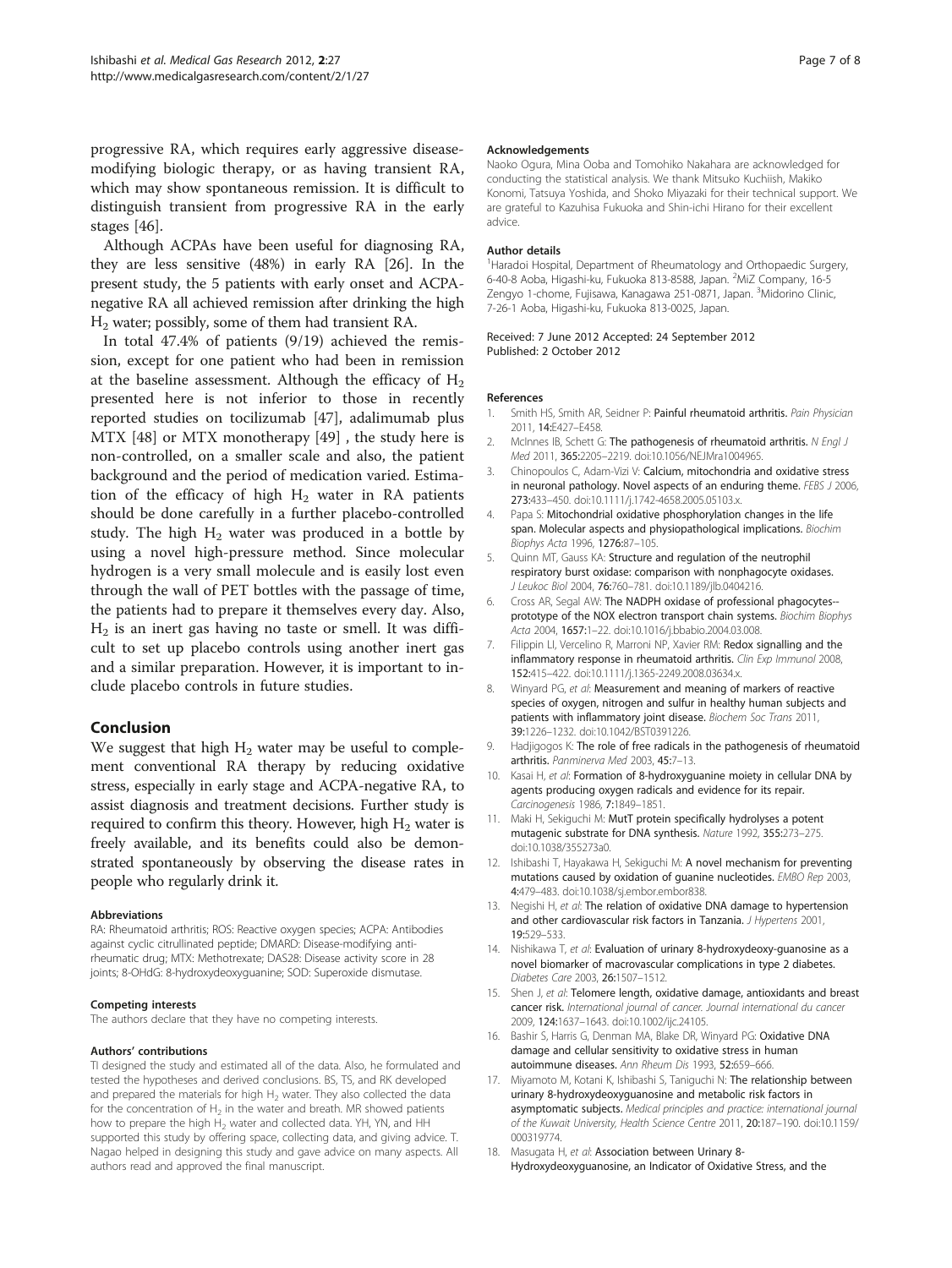progressive RA, which requires early aggressive disease-modifying biologic therapy, or as having transient RA, which may show spontaneous remission. It is difficult to distinguish transient from progressive RA in the early stages [46].

Although ACPAs have been useful for diagnosing RA, they are less sensitive (48%) in early RA [26]. In the present study, the 5 patients with early onset and ACPA-negative RA all achieved remission after drinking the high $H_2$ water; possibly, some of them had transient RA.

In total 47.4% of patients (9/19) achieved the remission, except for one patient who had been in remission at the baseline assessment. Although the efficacy of $H_2$ presented here is not inferior to those in recently reported studies on tocilizumab [47], adalimumab plus MTX [48] or MTX monotherapy [49] , the study here is non-controlled, on a smaller scale and also, the patient background and the period of medication varied. Estimation of the efficacy of high $H_2$ water in RA patients should be done carefully in a further placebo-controlled study. The high $H_2$ water was produced in a bottle by using a novel high-pressure method. Since molecular hydrogen is a very small molecule and is easily lost even through the wall of PET bottles with the passage of time, the patients had to prepare it themselves every day. Also, $H_2$ is an inert gas having no taste or smell. It was difficult to set up placebo controls using another inert gas and a similar preparation. However, it is important to include placebo controls in future studies.

## Conclusion

We suggest that high $H_2$ water may be useful to complement conventional RA therapy by reducing oxidative stress, especially in early stage and ACPA-negative RA, to assist diagnosis and treatment decisions. Further study is required to confirm this theory. However, high $H_2$ water is freely available, and its benefits could also be demonstrated spontaneously by observing the disease rates in people who regularly drink it.

#### Abbreviations

RA: Rheumatoid arthritis; ROS: Reactive oxygen species; ACPA: Antibodies against cyclic citrullinated peptide; DMARD: Disease-modifying anti-rheumatic drug; MTX: Methotrexate; DAS28: Disease activity score in 28 joints; 8-OHdG: 8-hydroxydeoxyguanine; SOD: Superoxide dismutase.

#### Competing interests

The authors declare that they have no competing interests.

#### Authors' contributions

TI designed the study and estimated all of the data. Also, he formulated and tested the hypotheses and derived conclusions. BS, TS, and RK developed and prepared the materials for high $H_2$ water. They also collected the data for the concentration of $H_2$ in the water and breath. MR showed patients how to prepare the high $H_2$ water and collected data. YH, YN, and HH supported this study by offering space, collecting data, and giving advice. T. Nagao helped in designing this study and gave advice on many aspects. All authors read and approved the final manuscript.

#### Acknowledgements

Naoko Ogura, Mina Ooba and Tomohiko Nakahara are acknowledged for conducting the statistical analysis. We thank Mitsuko Kuchiish, Makiko Konomi, Tatsuya Yoshida, and Shoko Miyazaki for their technical support. We are grateful to Kazuhisa Fukuoka and Shin-ichi Hirano for their excellent advice.

#### Author details

[1]Haradoi Hospital, Department of Rheumatology and Orthopaedic Surgery, 6-40-8 Aoba, Higashi-ku, Fukuoka 813-8588, Japan. [2]MiZ Company, 16-5 Zengyo 1-chome, Fujisawa, Kanagawa 251-0871, Japan. [3]Midorino Clinic, 7-26-1 Aoba, Higashi-ku, Fukuoka 813-0025, Japan.

Received: 7 June 2012 Accepted: 24 September 2012
Published: 2 October 2012

#### References

1. Smith HS, Smith AR, Seidner P: **Painful rheumatoid arthritis.** *Pain Physician* 2011, **14:**E427–E458.
2. McInnes IB, Schett G: **The pathogenesis of rheumatoid arthritis.** *N Engl J Med* 2011, **365:**2205–2219. doi:10.1056/NEJMra1004965.
3. Chinopoulos C, Adam-Vizi V: **Calcium, mitochondria and oxidative stress in neuronal pathology. Novel aspects of an enduring theme.** *FEBS J* 2006, **273:**433–450. doi:10.1111/j.1742-4658.2005.05103.x.
4. Papa S: **Mitochondrial oxidative phosphorylation changes in the life span. Molecular aspects and physiopathological implications.** *Biochim Biophys Acta* 1996, **1276:**87–105.
5. Quinn MT, Gauss KA: **Structure and regulation of the neutrophil respiratory burst oxidase: comparison with nonphagocyte oxidases.** *J Leukoc Biol* 2004, **76:**760–781. doi:10.1189/jlb.0404216.
6. Cross AR, Segal AW: **The NADPH oxidase of professional phagocytes--prototype of the NOX electron transport chain systems.** *Biochim Biophys Acta* 2004, **1657:**1–22. doi:10.1016/j.bbabio.2004.03.008.
7. Filippin LI, Vercelino R, Marroni NP, Xavier RM: **Redox signalling and the inflammatory response in rheumatoid arthritis.** *Clin Exp Immunol* 2008, **152:**415–422. doi:10.1111/j.1365-2249.2008.03634.x.
8. Winyard PG, *et al*: **Measurement and meaning of markers of reactive species of oxygen, nitrogen and sulfur in healthy human subjects and patients with inflammatory joint disease.** *Biochem Soc Trans* 2011, **39:**1226–1232. doi:10.1042/BST0391226.
9. Hadjigogos K: **The role of free radicals in the pathogenesis of rheumatoid arthritis.** *Panminerva Med* 2003, **45:**7–13.
10. Kasai H, *et al*: **Formation of 8-hydroxyguanine moiety in cellular DNA by agents producing oxygen radicals and evidence for its repair.** *Carcinogenesis* 1986, **7:**1849–1851.
11. Maki H, Sekiguchi M: **MutT protein specifically hydrolyses a potent mutagenic substrate for DNA synthesis.** *Nature* 1992, **355:**273–275. doi:10.1038/355273a0.
12. Ishibashi T, Hayakawa H, Sekiguchi M: **A novel mechanism for preventing mutations caused by oxidation of guanine nucleotides.** *EMBO Rep* 2003, **4:**479–483. doi:10.1038/sj.embor.embor838.
13. Negishi H, *et al*: **The relation of oxidative DNA damage to hypertension and other cardiovascular risk factors in Tanzania.** *J Hypertens* 2001, **19:**529–533.
14. Nishikawa T, *et al*: **Evaluation of urinary 8-hydroxydeoxy-guanosine as a novel biomarker of macrovascular complications in type 2 diabetes.** *Diabetes Care* 2003, **26:**1507–1512.
15. Shen J, *et al*: **Telomere length, oxidative damage, antioxidants and breast cancer risk.** *International journal of cancer. Journal international du cancer* 2009, **124:**1637–1643. doi:10.1002/ijc.24105.
16. Bashir S, Harris G, Denman MA, Blake DR, Winyard PG: **Oxidative DNA damage and cellular sensitivity to oxidative stress in human autoimmune diseases.** *Ann Rheum Dis* 1993, **52:**659–666.
17. Miyamoto M, Kotani K, Ishibashi S, Taniguchi N: **The relationship between urinary 8-hydroxydeoxyguanosine and metabolic risk factors in asymptomatic subjects.** *Medical principles and practice: international journal of the Kuwait University, Health Science Centre* 2011, **20:**187–190. doi:10.1159/000319774.
18. Masugata H, *et al*: **Association between Urinary 8-Hydroxydeoxyguanosine, an Indicator of Oxidative Stress, and the**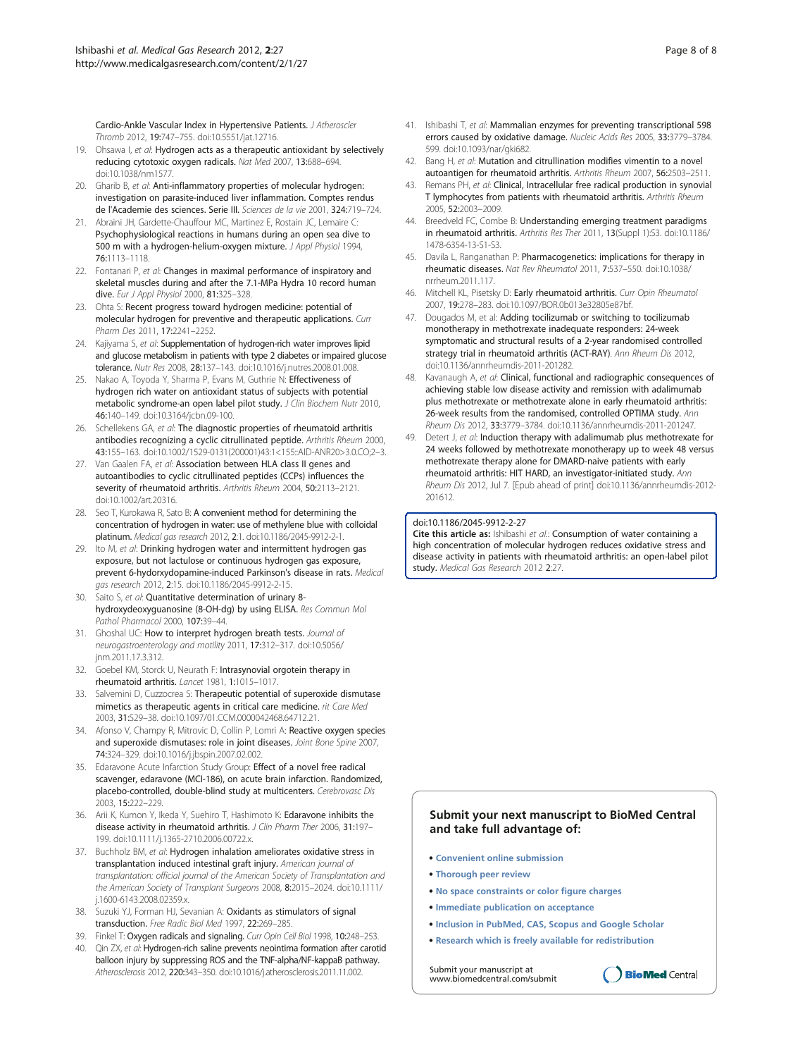Cardio-Ankle Vascular Index in Hypertensive Patients. *J Atheroscler Thromb* 2012, **19**:747–755. doi:10.5551/jat.12716.

19. Ohsawa I, *et al*: **Hydrogen acts as a therapeutic antioxidant by selectively reducing cytotoxic oxygen radicals.** *Nat Med* 2007, **13**:688–694. doi:10.1038/nm1577.
20. Gharib B, *et al*: **Anti-inflammatory properties of molecular hydrogen: investigation on parasite-induced liver inflammation. Comptes rendus de l'Academie des sciences. Serie III.** *Sciences de la vie* 2001, **324**:719–724.
21. Abraini JH, Gardette-Chauffour MC, Martinez E, Rostain JC, Lemaire C: **Psychophysiological reactions in humans during an open sea dive to 500 m with a hydrogen-helium-oxygen mixture.** *J Appl Physiol* 1994, **76**:1113–1118.
22. Fontanari P, *et al*: **Changes in maximal performance of inspiratory and skeletal muscles during and after the 7.1-MPa Hydra 10 record human dive.** *Eur J Appl Physiol* 2000, **81**:325–328.
23. Ohta S: **Recent progress toward hydrogen medicine: potential of molecular hydrogen for preventive and therapeutic applications.** *Curr Pharm Des* 2011, **17**:2241–2252.
24. Kajiyama S, *et al*: **Supplementation of hydrogen-rich water improves lipid and glucose metabolism in patients with type 2 diabetes or impaired glucose tolerance.** *Nutr Res* 2008, **28**:137–143. doi:10.1016/j.nutres.2008.01.008.
25. Nakao A, Toyoda Y, Sharma P, Evans M, Guthrie N: **Effectiveness of hydrogen rich water on antioxidant status of subjects with potential metabolic syndrome-an open label pilot study.** *J Clin Biochem Nutr* 2010, **46**:140–149. doi:10.3164/jcbn.09-100.
26. Schellekens GA, *et al*: **The diagnostic properties of rheumatoid arthritis antibodies recognizing a cyclic citrullinated peptide.** *Arthritis Rheum* 2000, **43**:155–163. doi:10.1002/1529-0131(200001)43:1<155::AID-ANR20>3.0.CO;2–3.
27. Van Gaalen FA, *et al*: **Association between HLA class II genes and autoantibodies to cyclic citrullinated peptides (CCPs) influences the severity of rheumatoid arthritis.** *Arthritis Rheum* 2004, **50**:2113–2121. doi:10.1002/art.20316.
28. Seo T, Kurokawa R, Sato B: **A convenient method for determining the concentration of hydrogen in water: use of methylene blue with colloidal platinum.** *Medical gas research* 2012, **2**:1. doi:10.1186/2045-9912-2-1.
29. Ito M, *et al*: **Drinking hydrogen water and intermittent hydrogen gas exposure, but not lactulose or continuous hydrogen gas exposure, prevent 6-hydorxydopamine-induced Parkinson's disease in rats.** *Medical gas research* 2012, **2**:15. doi:10.1186/2045-9912-2-15.
30. Saito S, *et al*: **Quantitative determination of urinary 8-hydroxydeoxyguanosine (8-OH-dg) by using ELISA.** *Res Commun Mol Pathol Pharmacol* 2000, **107**:39–44.
31. Ghoshal UC: **How to interpret hydrogen breath tests.** *Journal of neurogastroenterology and motility* 2011, **17**:312–317. doi:10.5056/jnm.2011.17.3.312.
32. Goebel KM, Storck U, Neurath F: **Intrasynovial orgotein therapy in rheumatoid arthritis.** *Lancet* 1981, **1**:1015–1017.
33. Salvemini D, Cuzzocrea S: **Therapeutic potential of superoxide dismutase mimetics as therapeutic agents in critical care medicine.** *rit Care Med* 2003, **31**:S29–38. doi:10.1097/01.CCM.0000042468.64712.21.
34. Afonso V, Champy R, Mitrovic D, Collin P, Lomri A: **Reactive oxygen species and superoxide dismutases: role in joint diseases.** *Joint Bone Spine* 2007, **74**:324–329. doi:10.1016/j.jbspin.2007.02.002.
35. Edaravone Acute Infarction Study Group: **Effect of a novel free radical scavenger, edaravone (MCI-186), on acute brain infarction. Randomized, placebo-controlled, double-blind study at multicenters.** *Cerebrovasc Dis* 2003, **15**:222–229.
36. Arii K, Kumon Y, Ikeda Y, Suehiro T, Hashimoto K: **Edaravone inhibits the disease activity in rheumatoid arthritis.** *J Clin Pharm Ther* 2006, **31**:197–199. doi:10.1111/j.1365-2710.2006.00722.x.
37. Buchholz BM, *et al*: **Hydrogen inhalation ameliorates oxidative stress in transplantation induced intestinal graft injury.** *American journal of transplantation: official journal of the American Society of Transplantation and the American Society of Transplant Surgeons* 2008, **8**:2015–2024. doi:10.1111/j.1600-6143.2008.02359.x.
38. Suzuki YJ, Forman HJ, Sevanian A: **Oxidants as stimulators of signal transduction.** *Free Radic Biol Med* 1997, **22**:269–285.
39. Finkel T: **Oxygen radicals and signaling.** *Curr Opin Cell Biol* 1998, **10**:248–253.
40. Qin ZX, *et al*: **Hydrogen-rich saline prevents neointima formation after carotid balloon injury by suppressing ROS and the TNF-alpha/NF-kappaB pathway.** *Atherosclerosis* 2012, **220**:343–350. doi:10.1016/j.atherosclerosis.2011.11.002.
41. Ishibashi T, *et al*: **Mammalian enzymes for preventing transcriptional 598 errors caused by oxidative damage.** *Nucleic Acids Res* 2005, **33**:3779–3784. 599. doi:10.1093/nar/gki682.
42. Bang H, *et al*: **Mutation and citrullination modifies vimentin to a novel autoantigen for rheumatoid arthritis.** *Arthritis Rheum* 2007, **56**:2503–2511.
43. Remans PH, *et al*: **Clinical, Intracellular free radical production in synovial T lymphocytes from patients with rheumatoid arthritis.** *Arthritis Rheum* 2005, **52**:2003–2009.
44. Breedveld FC, Combe B: **Understanding emerging treatment paradigms in rheumatoid arthritis.** *Arthritis Res Ther* 2011, **13**(Suppl 1):S3. doi:10.1186/1478-6354-13-S1-S3.
45. Davila L, Ranganathan P: **Pharmacogenetics: implications for therapy in rheumatic diseases.** *Nat Rev Rheumatol* 2011, **7**:537–550. doi:10.1038/nrrheum.2011.117.
46. Mitchell KL, Pisetsky D: **Early rheumatoid arthritis.** *Curr Opin Rheumatol* 2007, **19**:278–283. doi:10.1097/BOR.0b013e32805e87bf.
47. Dougados M, et al: **Adding tocilizumab or switching to tocilizumab monotherapy in methotrexate inadequate responders: 24-week symptomatic and structural results of a 2-year randomised controlled strategy trial in rheumatoid arthritis (ACT-RAY).** *Ann Rheum Dis* 2012, doi:10.1136/annrheumdis-2011-201282.
48. Kavanaugh A, *et al*: **Clinical, functional and radiographic consequences of achieving stable low disease activity and remission with adalimumab plus methotrexate or methotrexate alone in early rheumatoid arthritis: 26-week results from the randomised, controlled OPTIMA study.** *Ann Rheum Dis* 2012, **33**:3779–3784. doi:10.1136/annrheumdis-2011-201247.
49. Detert J, *et al*: **Induction therapy with adalimumab plus methotrexate for 24 weeks followed by methotrexate monotherapy up to week 48 versus methotrexate therapy alone for DMARD-naive patients with early rheumatoid arthritis: HIT HARD, an investigator-initiated study.** *Ann Rheum Dis* 2012, Jul 7. [Epub ahead of print] doi:10.1136/annrheumdis-2012-201612.

doi:10.1186/2045-9912-2-27

**Cite this article as:** Ishibashi *et al*.: Consumption of water containing a high concentration of molecular hydrogen reduces oxidative stress and disease activity in patients with rheumatoid arthritis: an open-label pilot study. *Medical Gas Research* 2012 **2**:27.

**Submit your next manuscript to BioMed Central and take full advantage of:**

- **Convenient online submission**
- **Thorough peer review**
- **No space constraints or color figure charges**
- **Immediate publication on acceptance**
- **Inclusion in PubMed, CAS, Scopus and Google Scholar**
- **Research which is freely available for redistribution**

Submit your manuscript at www.biomedcentral.com/submit

BioMed Central